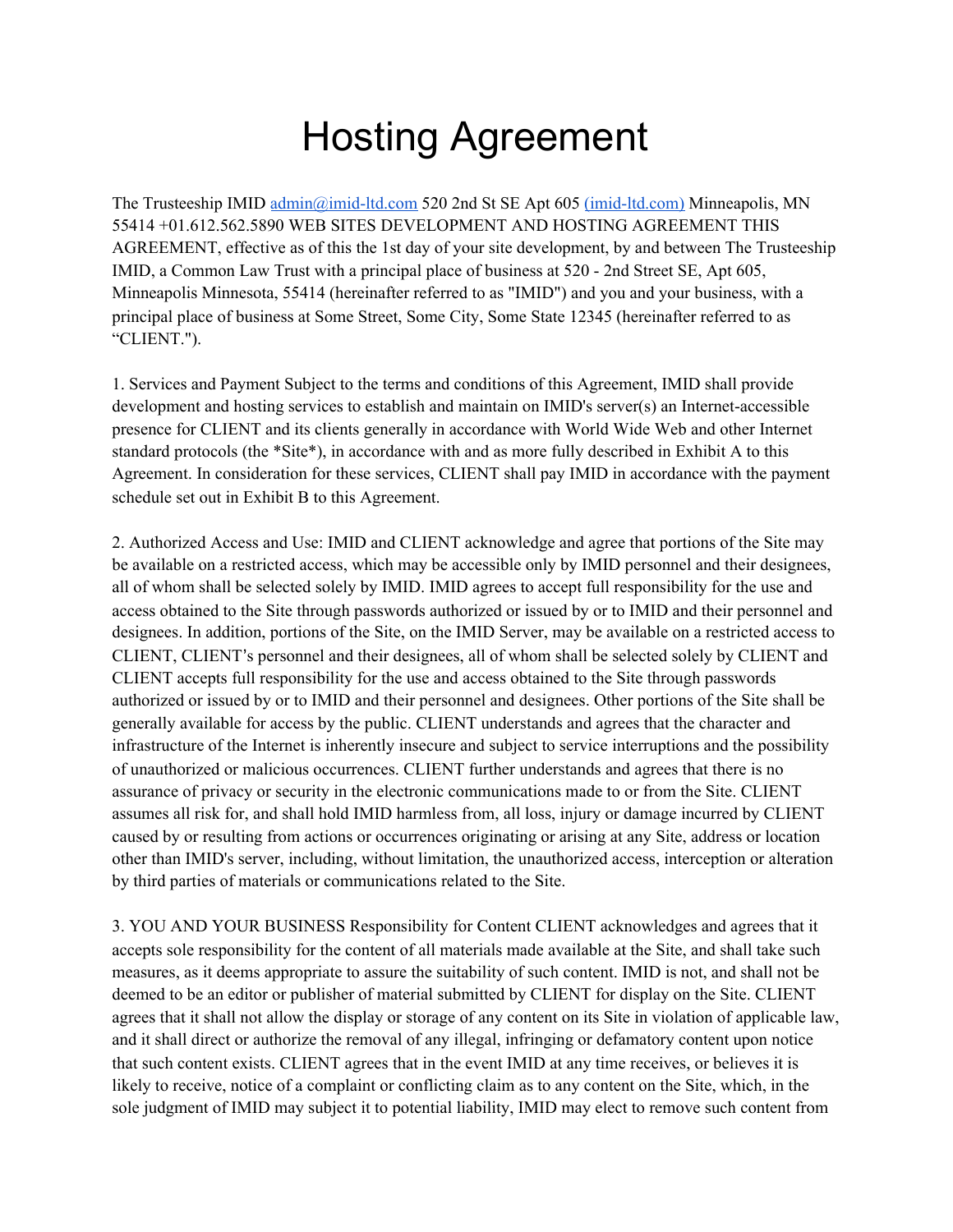# Hosting Agreement

The Trusteeship IMID admin@imid-ltd.com 520 2nd St SE Apt 605 (imid-ltd.com) Minneapolis, MN 55414 +01.612.562.5890 WEB SITES DEVELOPMENT AND HOSTING AGREEMENT THIS AGREEMENT, effective as of this the 1st day of your site development, by and between The Trusteeship IMID, a Common Law Trust with a principal place of business at 520 - 2nd Street SE, Apt 605, Minneapolis Minnesota, 55414 (hereinafter referred to as "IMID") and you and your business, with a principal place of business at Some Street, Some City, Some State 12345 (hereinafter referred to as “CLIENT.").

1. Services and Payment Subject to the terms and conditions of this Agreement, IMID shall provide development and hosting services to establish and maintain on IMID's server(s) an Internet-accessible presence for CLIENT and its clients generally in accordance with World Wide Web and other Internet standard protocols (the *Site*), in accordance with and as more fully described in Exhibit A to this Agreement. In consideration for these services, CLIENT shall pay IMID in accordance with the payment schedule set out in Exhibit B to this Agreement.

2. Authorized Access and Use: IMID and CLIENT acknowledge and agree that portions of the Site may be available on a restricted access, which may be accessible only by IMID personnel and their designees, all of whom shall be selected solely by IMID. IMID agrees to accept full responsibility for the use and access obtained to the Site through passwords authorized or issued by or to IMID and their personnel and designees. In addition, portions of the Site, on the IMID Server, may be available on a restricted access to CLIENT, CLIENT’s personnel and their designees, all of whom shall be selected solely by CLIENT and CLIENT accepts full responsibility for the use and access obtained to the Site through passwords authorized or issued by or to IMID and their personnel and designees. Other portions of the Site shall be generally available for access by the public. CLIENT understands and agrees that the character and infrastructure of the Internet is inherently insecure and subject to service interruptions and the possibility of unauthorized or malicious occurrences. CLIENT further understands and agrees that there is no assurance of privacy or security in the electronic communications made to or from the Site. CLIENT assumes all risk for, and shall hold IMID harmless from, all loss, injury or damage incurred by CLIENT caused by or resulting from actions or occurrences originating or arising at any Site, address or location other than IMID's server, including, without limitation, the unauthorized access, interception or alteration by third parties of materials or communications related to the Site.

3. YOU AND YOUR BUSINESS Responsibility for Content CLIENT acknowledges and agrees that it accepts sole responsibility for the content of all materials made available at the Site, and shall take such measures, as it deems appropriate to assure the suitability of such content. IMID is not, and shall not be deemed to be an editor or publisher of material submitted by CLIENT for display on the Site. CLIENT agrees that it shall not allow the display or storage of any content on its Site in violation of applicable law, and it shall direct or authorize the removal of any illegal, infringing or defamatory content upon notice that such content exists. CLIENT agrees that in the event IMID at any time receives, or believes it is likely to receive, notice of a complaint or conflicting claim as to any content on the Site, which, in the sole judgment of IMID may subject it to potential liability, IMID may elect to remove such content from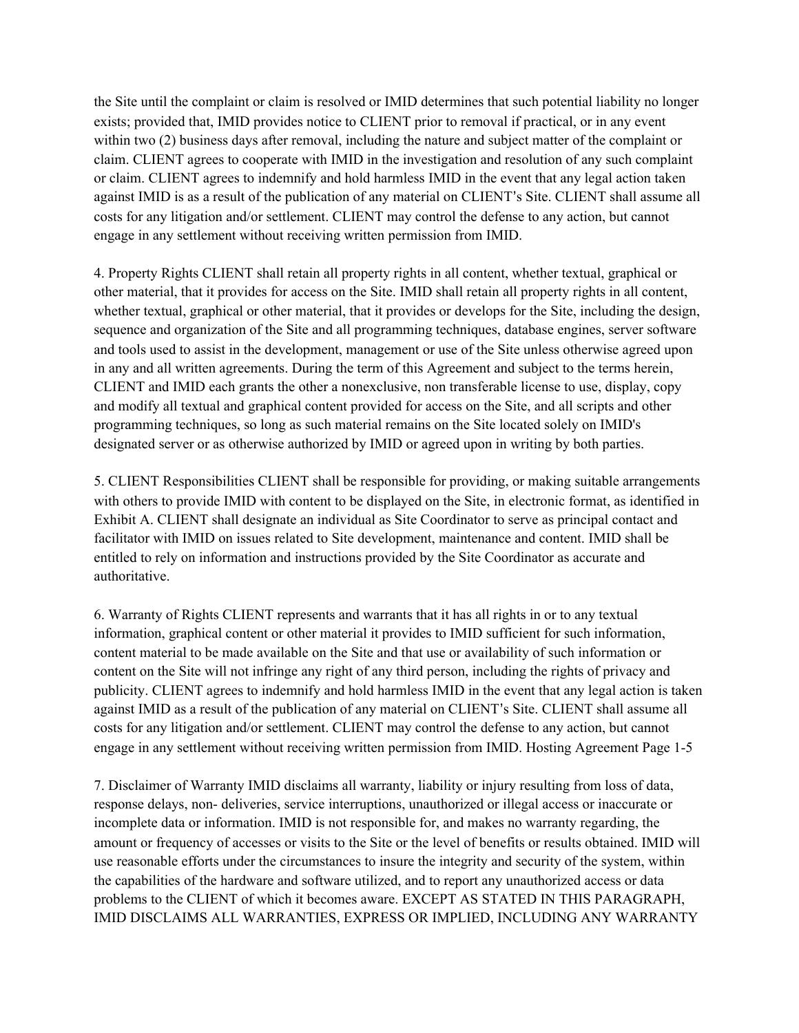the Site until the complaint or claim is resolved or IMID determines that such potential liability no longer exists; provided that, IMID provides notice to CLIENT prior to removal if practical, or in any event within two (2) business days after removal, including the nature and subject matter of the complaint or claim. CLIENT agrees to cooperate with IMID in the investigation and resolution of any such complaint or claim. CLIENT agrees to indemnify and hold harmless IMID in the event that any legal action taken against IMID is as a result of the publication of any material on CLIENT's Site. CLIENT shall assume all costs for any litigation and/or settlement. CLIENT may control the defense to any action, but cannot engage in any settlement without receiving written permission from IMID.

4. Property Rights CLIENT shall retain all property rights in all content, whether textual, graphical or other material, that it provides for access on the Site. IMID shall retain all property rights in all content, whether textual, graphical or other material, that it provides or develops for the Site, including the design, sequence and organization of the Site and all programming techniques, database engines, server software and tools used to assist in the development, management or use of the Site unless otherwise agreed upon in any and all written agreements. During the term of this Agreement and subject to the terms herein, CLIENT and IMID each grants the other a nonexclusive, non transferable license to use, display, copy and modify all textual and graphical content provided for access on the Site, and all scripts and other programming techniques, so long as such material remains on the Site located solely on IMID's designated server or as otherwise authorized by IMID or agreed upon in writing by both parties.

5. CLIENT Responsibilities CLIENT shall be responsible for providing, or making suitable arrangements with others to provide IMID with content to be displayed on the Site, in electronic format, as identified in Exhibit A. CLIENT shall designate an individual as Site Coordinator to serve as principal contact and facilitator with IMID on issues related to Site development, maintenance and content. IMID shall be entitled to rely on information and instructions provided by the Site Coordinator as accurate and authoritative.

6. Warranty of Rights CLIENT represents and warrants that it has all rights in or to any textual information, graphical content or other material it provides to IMID sufficient for such information, content material to be made available on the Site and that use or availability of such information or content on the Site will not infringe any right of any third person, including the rights of privacy and publicity. CLIENT agrees to indemnify and hold harmless IMID in the event that any legal action is taken against IMID as a result of the publication of any material on CLIENT's Site. CLIENT shall assume all costs for any litigation and/or settlement. CLIENT may control the defense to any action, but cannot engage in any settlement without receiving written permission from IMID. Hosting Agreement Page 1-5

7. Disclaimer of Warranty IMID disclaims all warranty, liability or injury resulting from loss of data, response delays, non- deliveries, service interruptions, unauthorized or illegal access or inaccurate or incomplete data or information. IMID is not responsible for, and makes no warranty regarding, the amount or frequency of accesses or visits to the Site or the level of benefits or results obtained. IMID will use reasonable efforts under the circumstances to insure the integrity and security of the system, within the capabilities of the hardware and software utilized, and to report any unauthorized access or data problems to the CLIENT of which it becomes aware. EXCEPT AS STATED IN THIS PARAGRAPH, IMID DISCLAIMS ALL WARRANTIES, EXPRESS OR IMPLIED, INCLUDING ANY WARRANTY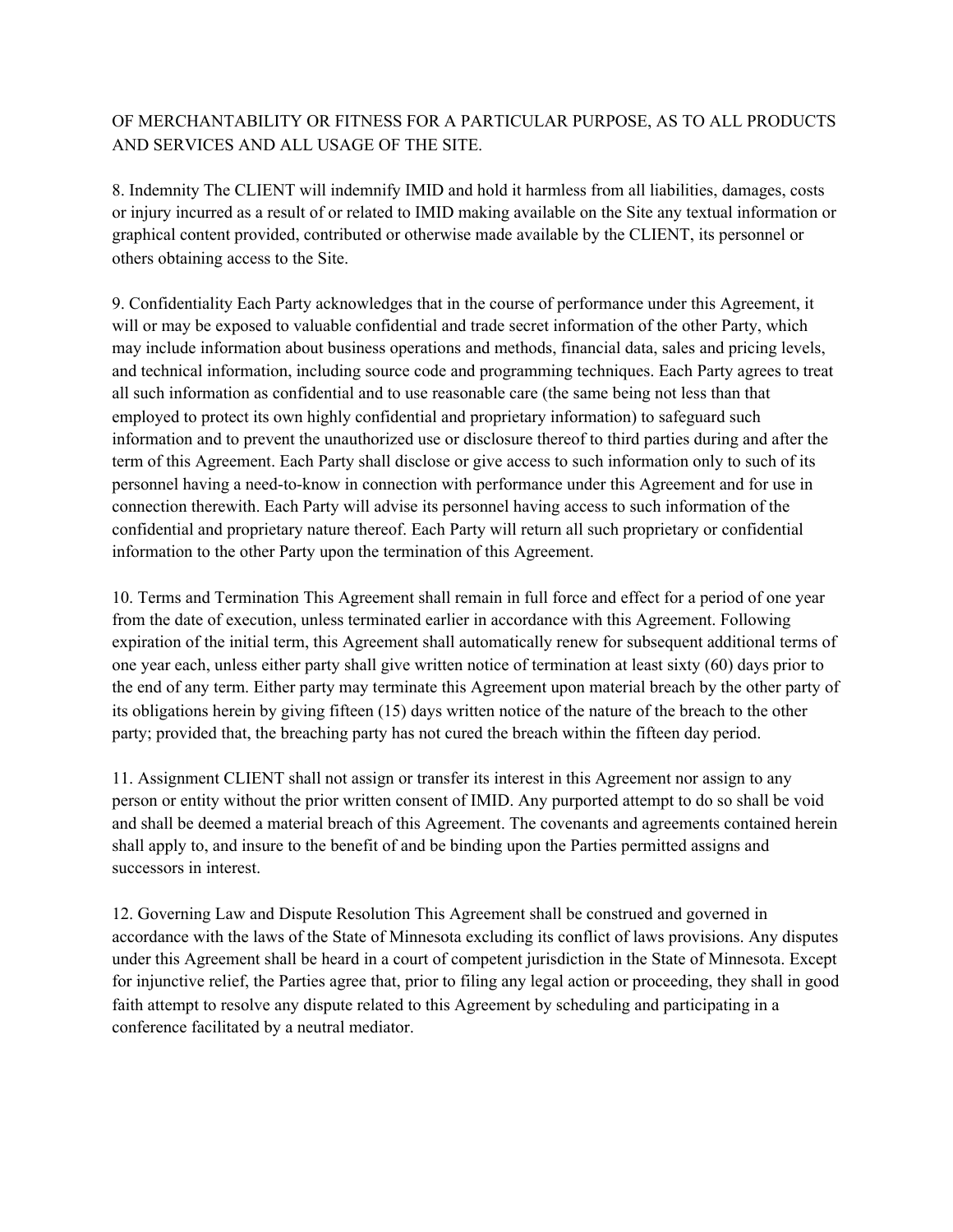OF MERCHANTABILITY OR FITNESS FOR A PARTICULAR PURPOSE, AS TO ALL PRODUCTS AND SERVICES AND ALL USAGE OF THE SITE.

8. Indemnity The CLIENT will indemnify IMID and hold it harmless from all liabilities, damages, costs or injury incurred as a result of or related to IMID making available on the Site any textual information or graphical content provided, contributed or otherwise made available by the CLIENT, its personnel or others obtaining access to the Site.

9. Confidentiality Each Party acknowledges that in the course of performance under this Agreement, it will or may be exposed to valuable confidential and trade secret information of the other Party, which may include information about business operations and methods, financial data, sales and pricing levels, and technical information, including source code and programming techniques. Each Party agrees to treat all such information as confidential and to use reasonable care (the same being not less than that employed to protect its own highly confidential and proprietary information) to safeguard such information and to prevent the unauthorized use or disclosure thereof to third parties during and after the term of this Agreement. Each Party shall disclose or give access to such information only to such of its personnel having a need-to-know in connection with performance under this Agreement and for use in connection therewith. Each Party will advise its personnel having access to such information of the confidential and proprietary nature thereof. Each Party will return all such proprietary or confidential information to the other Party upon the termination of this Agreement.

10. Terms and Termination This Agreement shall remain in full force and effect for a period of one year from the date of execution, unless terminated earlier in accordance with this Agreement. Following expiration of the initial term, this Agreement shall automatically renew for subsequent additional terms of one year each, unless either party shall give written notice of termination at least sixty (60) days prior to the end of any term. Either party may terminate this Agreement upon material breach by the other party of its obligations herein by giving fifteen (15) days written notice of the nature of the breach to the other party; provided that, the breaching party has not cured the breach within the fifteen day period.

11. Assignment CLIENT shall not assign or transfer its interest in this Agreement nor assign to any person or entity without the prior written consent of IMID. Any purported attempt to do so shall be void and shall be deemed a material breach of this Agreement. The covenants and agreements contained herein shall apply to, and insure to the benefit of and be binding upon the Parties permitted assigns and successors in interest.

12. Governing Law and Dispute Resolution This Agreement shall be construed and governed in accordance with the laws of the State of Minnesota excluding its conflict of laws provisions. Any disputes under this Agreement shall be heard in a court of competent jurisdiction in the State of Minnesota. Except for injunctive relief, the Parties agree that, prior to filing any legal action or proceeding, they shall in good faith attempt to resolve any dispute related to this Agreement by scheduling and participating in a conference facilitated by a neutral mediator.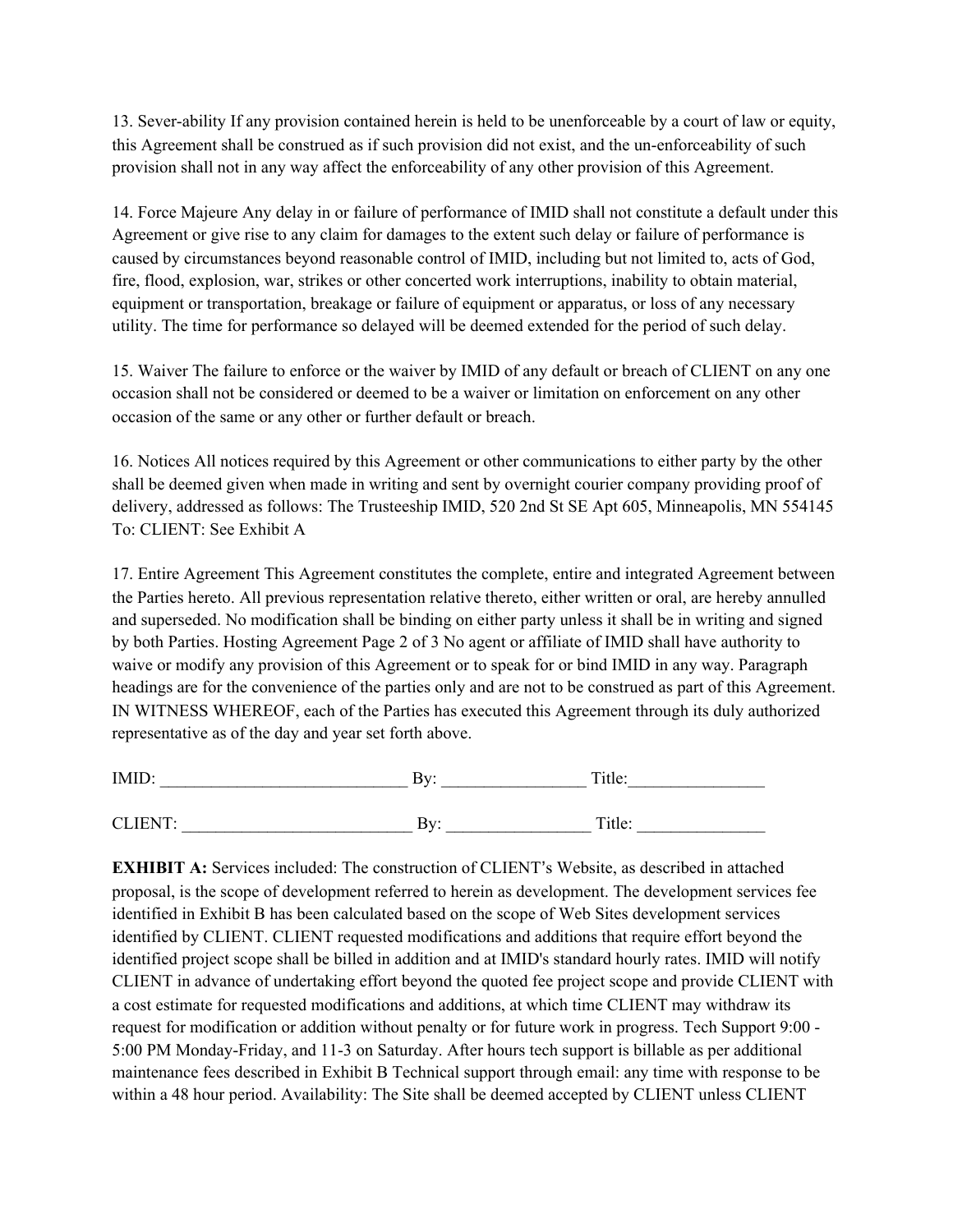13. Sever-ability If any provision contained herein is held to be unenforceable by a court of law or equity, this Agreement shall be construed as if such provision did not exist, and the un-enforceability of such provision shall not in any way affect the enforceability of any other provision of this Agreement.

14. Force Majeure Any delay in or failure of performance of IMID shall not constitute a default under this Agreement or give rise to any claim for damages to the extent such delay or failure of performance is caused by circumstances beyond reasonable control of IMID, including but not limited to, acts of God, fire, flood, explosion, war, strikes or other concerted work interruptions, inability to obtain material, equipment or transportation, breakage or failure of equipment or apparatus, or loss of any necessary utility. The time for performance so delayed will be deemed extended for the period of such delay.

15. Waiver The failure to enforce or the waiver by IMID of any default or breach of CLIENT on any one occasion shall not be considered or deemed to be a waiver or limitation on enforcement on any other occasion of the same or any other or further default or breach.

16. Notices All notices required by this Agreement or other communications to either party by the other shall be deemed given when made in writing and sent by overnight courier company providing proof of delivery, addressed as follows: The Trusteeship IMID, 520 2nd St SE Apt 605, Minneapolis, MN 554145 To: CLIENT: See Exhibit A

17. Entire Agreement This Agreement constitutes the complete, entire and integrated Agreement between the Parties hereto. All previous representation relative thereto, either written or oral, are hereby annulled and superseded. No modification shall be binding on either party unless it shall be in writing and signed by both Parties. Hosting Agreement Page 2 of 3 No agent or affiliate of IMID shall have authority to waive or modify any provision of this Agreement or to speak for or bind IMID in any way. Paragraph headings are for the convenience of the parties only and are not to be construed as part of this Agreement. IN WITNESS WHEREOF, each of the Parties has executed this Agreement through its duly authorized representative as of the day and year set forth above.

IMID: _____________________________ By: ________________ Title:_______________

CLIENT: ___________________________ By: ________________ Title: _______________

**EXHIBIT A:** Services included: The construction of CLIENT's Website, as described in attached proposal, is the scope of development referred to herein as development. The development services fee identified in Exhibit B has been calculated based on the scope of Web Sites development services identified by CLIENT. CLIENT requested modifications and additions that require effort beyond the identified project scope shall be billed in addition and at IMID's standard hourly rates. IMID will notify CLIENT in advance of undertaking effort beyond the quoted fee project scope and provide CLIENT with a cost estimate for requested modifications and additions, at which time CLIENT may withdraw its request for modification or addition without penalty or for future work in progress. Tech Support 9:00 - 5:00 PM Monday-Friday, and 11-3 on Saturday. After hours tech support is billable as per additional maintenance fees described in Exhibit B Technical support through email: any time with response to be within a 48 hour period. Availability: The Site shall be deemed accepted by CLIENT unless CLIENT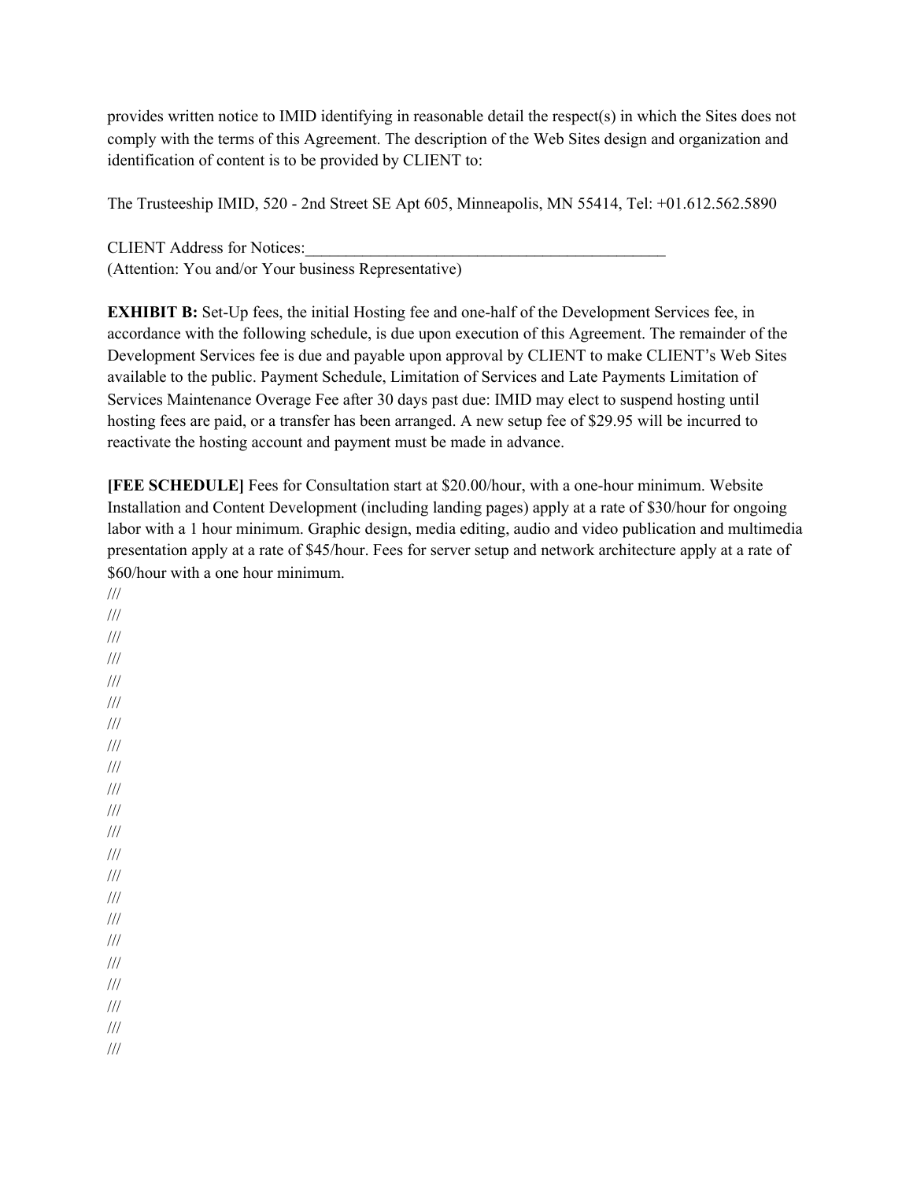provides written notice to IMID identifying in reasonable detail the respect(s) in which the Sites does not comply with the terms of this Agreement. The description of the Web Sites design and organization and identification of content is to be provided by CLIENT to:

The Trusteeship IMID, 520 - 2nd Street SE Apt 605, Minneapolis, MN 55414, Tel: +01.612.562.5890

CLIENT Address for Notices:_______________________________________________
(Attention: You and/or Your business Representative)

**EXHIBIT B:** Set-Up fees, the initial Hosting fee and one-half of the Development Services fee, in accordance with the following schedule, is due upon execution of this Agreement. The remainder of the Development Services fee is due and payable upon approval by CLIENT to make CLIENT's Web Sites available to the public. Payment Schedule, Limitation of Services and Late Payments Limitation of Services Maintenance Overage Fee after 30 days past due: IMID may elect to suspend hosting until hosting fees are paid, or a transfer has been arranged. A new setup fee of $29.95 will be incurred to reactivate the hosting account and payment must be made in advance.

**[FEE SCHEDULE]** Fees for Consultation start at $20.00/hour, with a one-hour minimum. Website Installation and Content Development (including landing pages) apply at a rate of $30/hour for ongoing labor with a 1 hour minimum. Graphic design, media editing, audio and video publication and multimedia presentation apply at a rate of $45/hour. Fees for server setup and network architecture apply at a rate of $60/hour with a one hour minimum.

///
///
///
///
///
///
///
///
///
///
///
///
///
///
///
///
///
///
///
///
///
///